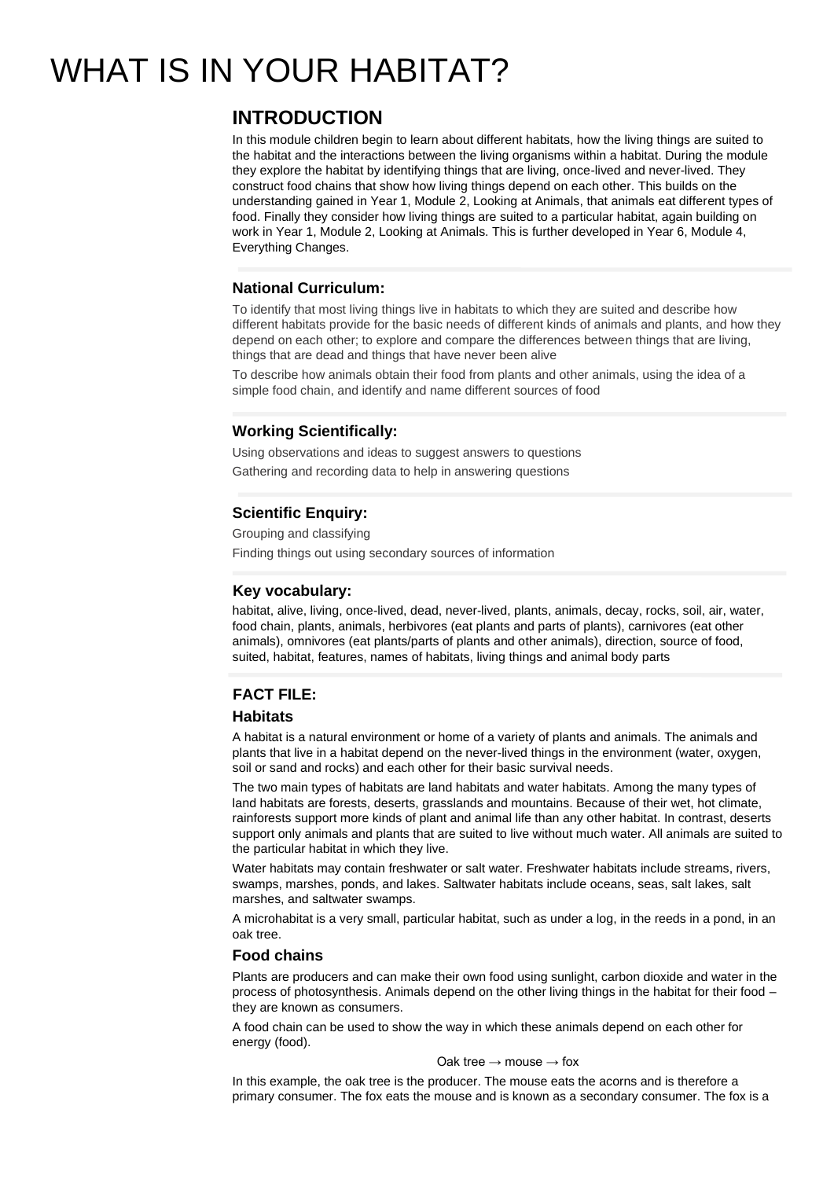# WHAT IS IN YOUR HABITAT?

## INTRODUCTION

In this module children begin to learn about different habitats, how the living things are suited to the habitat and the interactions between the living organisms within a habitat. During the module they explore the habitat by identifying things that are living, once-lived and never-lived. They construct food chains that show how living things depend on each other. This builds on the understanding gained in Year 1, Module 2, Looking at Animals, that animals eat different types of food. Finally they consider how living things are suited to a particular habitat, again building on work in Year 1, Module 2, Looking at Animals. This is further developed in Year 6, Module 4, Everything Changes.

### National Curriculum:

To identify that most living things live in habitats to which they are suited and describe how different habitats provide for the basic needs of different kinds of animals and plants, and how they depend on each other; to explore and compare the differences between things that are living, things that are dead and things that have never been alive

To describe how animals obtain their food from plants and other animals, using the idea of a simple food chain, and identify and name different sources of food

### Working Scientifically:

Using observations and ideas to suggest answers to questions

Gathering and recording data to help in answering questions

### Scientific Enquiry:

Grouping and classifying

Finding things out using secondary sources of information

### Key vocabulary:

habitat, alive, living, once-lived, dead, never-lived, plants, animals, decay, rocks, soil, air, water, food chain, plants, animals, herbivores (eat plants and parts of plants), carnivores (eat other animals), omnivores (eat plants/parts of plants and other animals), direction, source of food, suited, habitat, features, names of habitats, living things and animal body parts

### FACT FILE:

### Habitats

A habitat is a natural environment or home of a variety of plants and animals. The animals and plants that live in a habitat depend on the never-lived things in the environment (water, oxygen, soil or sand and rocks) and each other for their basic survival needs.

The two main types of habitats are land habitats and water habitats. Among the many types of land habitats are forests, deserts, grasslands and mountains. Because of their wet, hot climate, rainforests support more kinds of plant and animal life than any other habitat. In contrast, deserts support only animals and plants that are suited to live without much water. All animals are suited to the particular habitat in which they live.

Water habitats may contain freshwater or salt water. Freshwater habitats include streams, rivers, swamps, marshes, ponds, and lakes. Saltwater habitats include oceans, seas, salt lakes, salt marshes, and saltwater swamps.

A microhabitat is a very small, particular habitat, such as under a log, in the reeds in a pond, in an oak tree.

### Food chains

Plants are producers and can make their own food using sunlight, carbon dioxide and water in the process of photosynthesis. Animals depend on the other living things in the habitat for their food – they are known as consumers.

A food chain can be used to show the way in which these animals depend on each other for energy (food).

Oak tree → mouse → fox

In this example, the oak tree is the producer. The mouse eats the acorns and is therefore a primary consumer. The fox eats the mouse and is known as a secondary consumer. The fox is a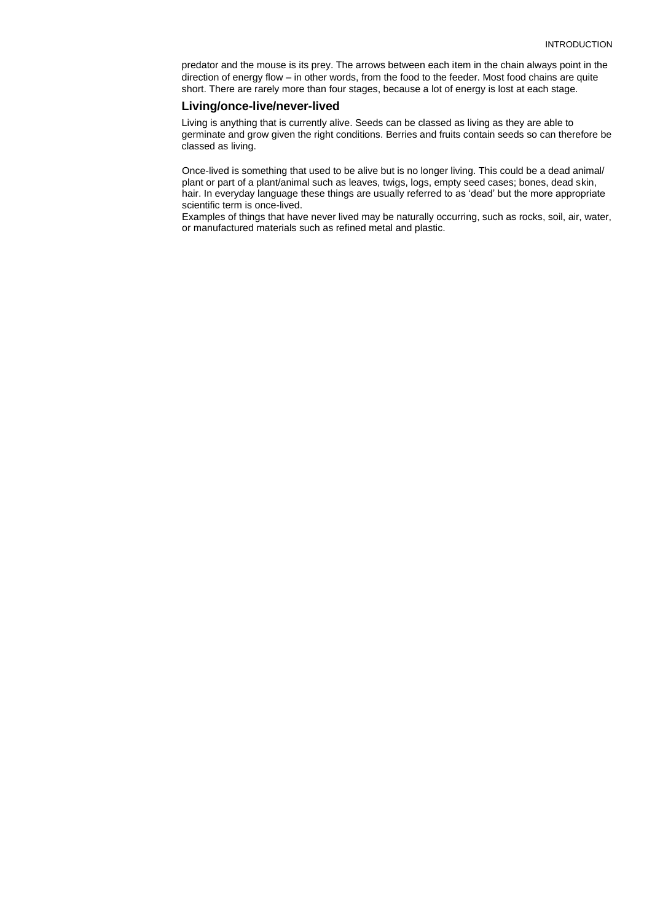predator and the mouse is its prey. The arrows between each item in the chain always point in the direction of energy flow – in other words, from the food to the feeder. Most food chains are quite short. There are rarely more than four stages, because a lot of energy is lost at each stage.

## Living/once-live/never-lived

Living is anything that is currently alive. Seeds can be classed as living as they are able to germinate and grow given the right conditions. Berries and fruits contain seeds so can therefore be classed as living.

Once-lived is something that used to be alive but is no longer living. This could be a dead animal/ plant or part of a plant/animal such as leaves, twigs, logs, empty seed cases; bones, dead skin, hair. In everyday language these things are usually referred to as 'dead' but the more appropriate scientific term is once-lived.

Examples of things that have never lived may be naturally occurring, such as rocks, soil, air, water, or manufactured materials such as refined metal and plastic.